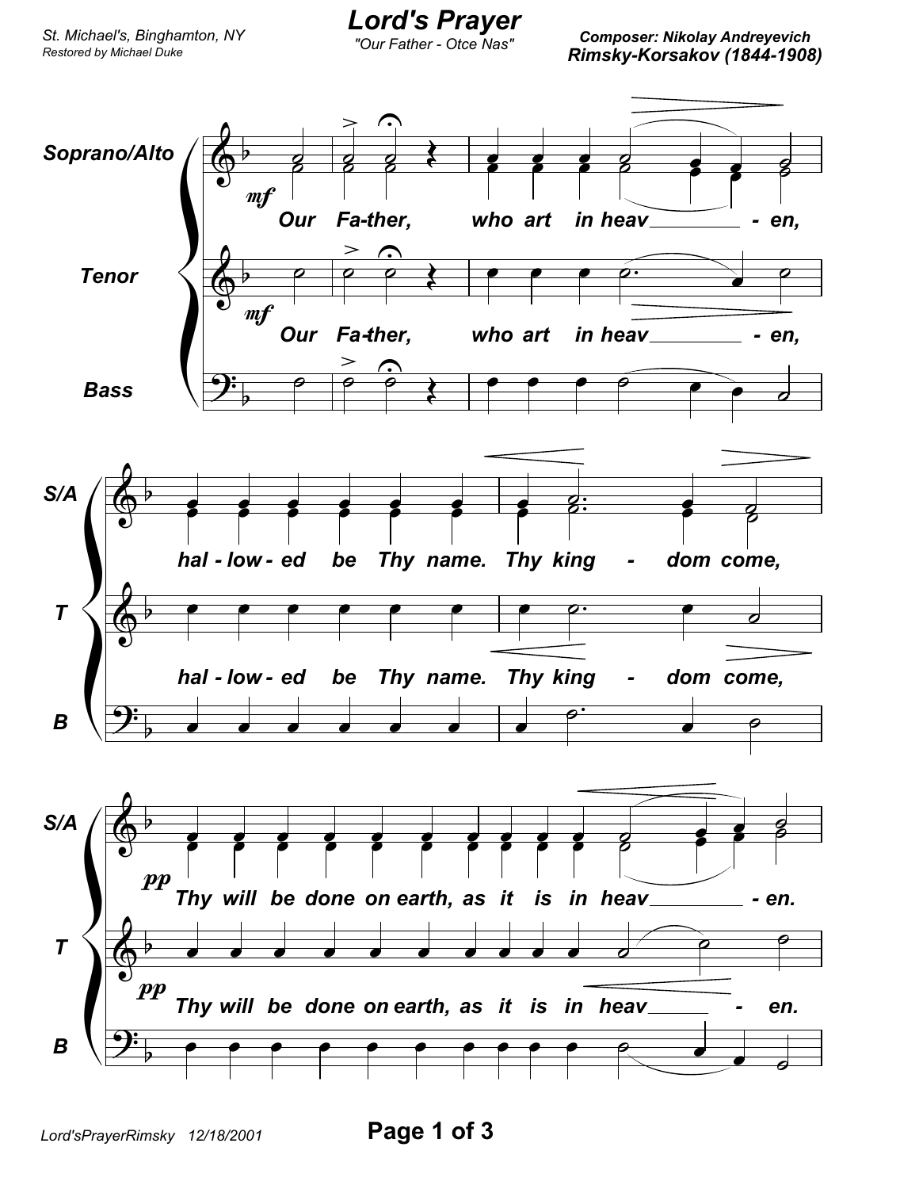St. Michael's, Binghamton, NY
*Restored by Michael Duke*

# Lord's Prayer

*"Our Father - Otce Nas"*

**Composer: Nikolay Andreyevich Rimsky-Korsakov (1844-1908)**

**Soprano/Alto**, **Tenor**, **Bass**

*mf* Our Fa-ther, who art in heav - en,

hal - low - ed be Thy name. Thy king - dom come,

*pp* Thy will be done on earth, as it is in heav - en.

Lord'sPrayerRimsky 12/18/2001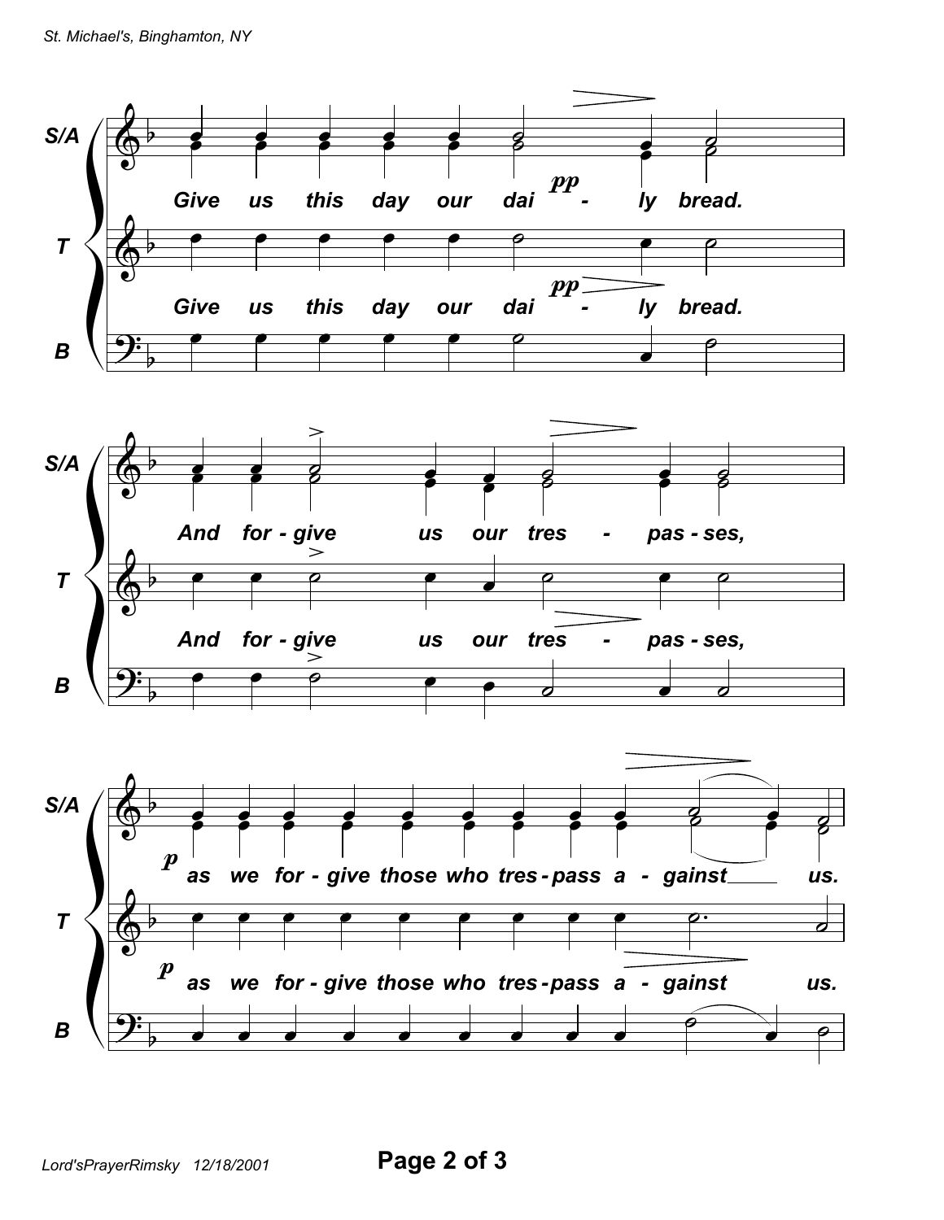**S/A**

Give us this day our dai - ly bread.

**T**

Give us this day our dai - ly bread.

**B**

**S/A**

And for - give us our tres - pas - ses,

**T**

And for - give us our tres - pas - ses,

**B**

**S/A**

*p* as we for - give those who tres - pass a - gainst us.

**T**

*p* as we for - give those who tres - pass a - gainst us.

**B**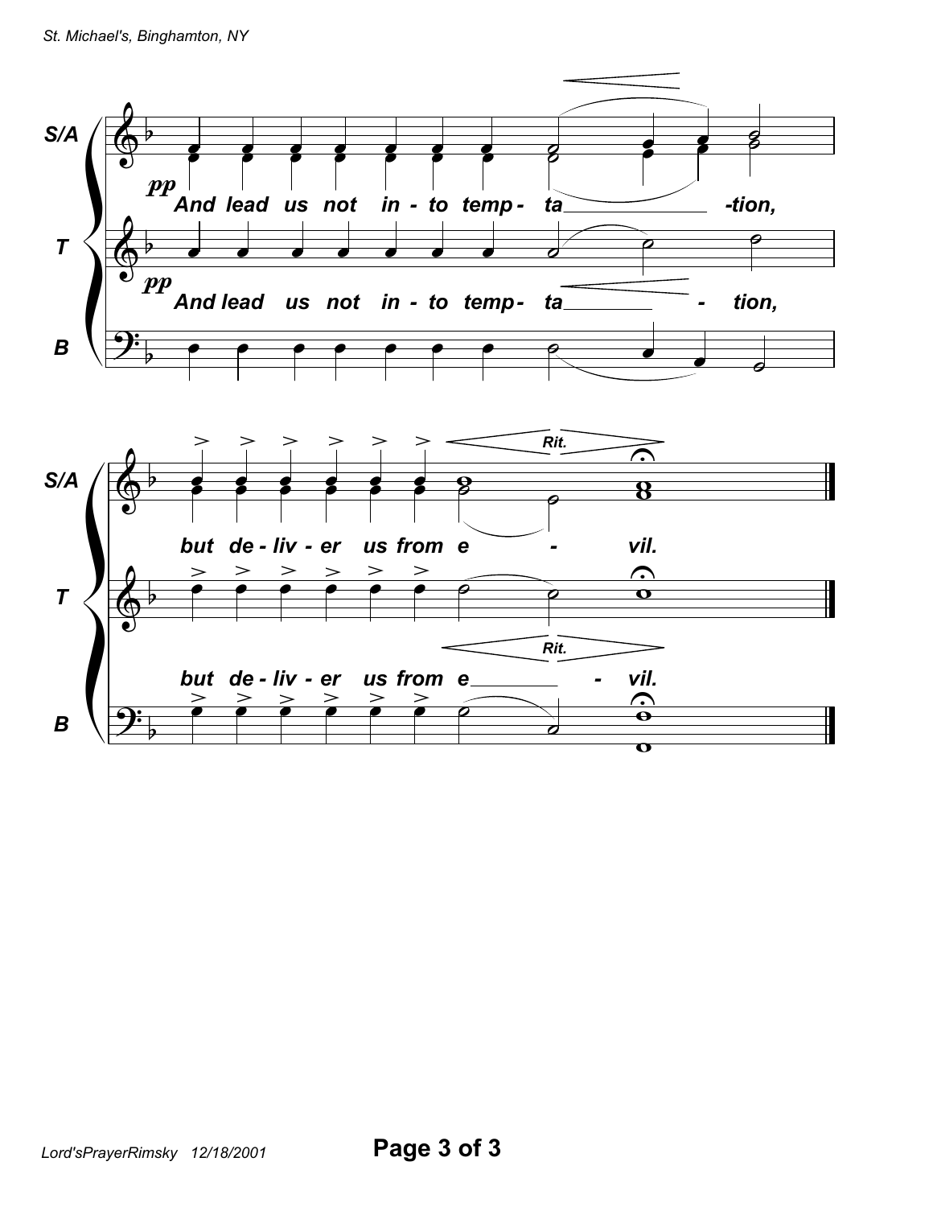S/A

*pp*

*And lead us not in - to temp - ta______ -tion,*

T

*pp*

*And lead us not in - to temp - ta______ - tion,*

B

S/A

*Rit.*

*but de - liv - er us from e - vil.*

T

*Rit.*

*but de - liv - er us from e______ - vil.*

B